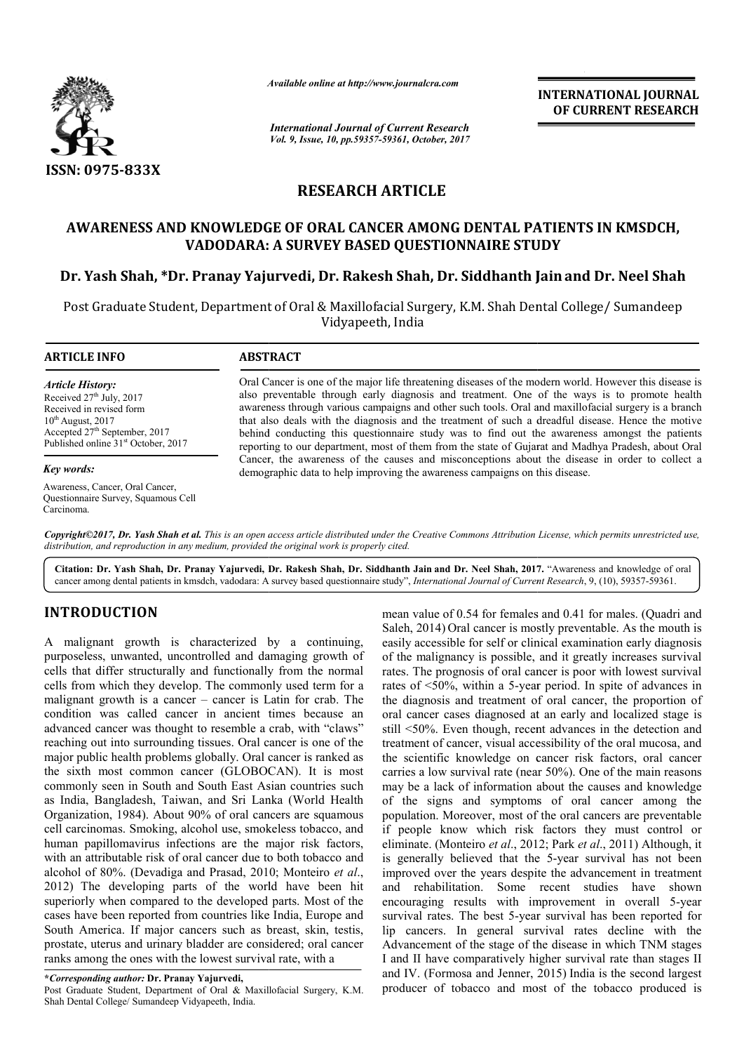*Available online at http://www.journalcra.com*

*International Journal of Current Research*
*Vol. 9, Issue, 10, pp.59357-59361, October, 2017*

**INTERNATIONAL JOURNAL OF CURRENT RESEARCH**

**ISSN: 0975-833X**

## RESEARCH ARTICLE

# AWARENESS AND KNOWLEDGE OF ORAL CANCER AMONG DENTAL PATIENTS IN KMSDCH, VADODARA: A SURVEY BASED QUESTIONNAIRE STUDY

**Dr. Yash Shah, \*Dr. Pranay Yajurvedi, Dr. Rakesh Shah, Dr. Siddhanth Jain and Dr. Neel Shah**

Post Graduate Student, Department of Oral & Maxillofacial Surgery, K.M. Shah Dental College/ Sumandeep Vidyapeeth, India

**ARTICLE INFO**

*Article History:*
Received 27th July, 2017
Received in revised form
10th August, 2017
Accepted 27th September, 2017
Published online 31st October, 2017

*Key words:*
Awareness, Cancer, Oral Cancer, Questionnaire Survey, Squamous Cell Carcinoma.

**ABSTRACT**

Oral Cancer is one of the major life threatening diseases of the modern world. However this disease is also preventable through early diagnosis and treatment. One of the ways is to promote health awareness through various campaigns and other such tools. Oral and maxillofacial surgery is a branch that also deals with the diagnosis and the treatment of such a dreadful disease. Hence the motive behind conducting this questionnaire study was to find out the awareness amongst the patients reporting to our department, most of them from the state of Gujarat and Madhya Pradesh, about Oral Cancer, the awareness of the causes and misconceptions about the disease in order to collect a demographic data to help improving the awareness campaigns on this disease.

*Copyright©2017, Dr. Yash Shah et al. This is an open access article distributed under the Creative Commons Attribution License, which permits unrestricted use, distribution, and reproduction in any medium, provided the original work is properly cited.*

**Citation: Dr. Yash Shah, Dr. Pranay Yajurvedi, Dr. Rakesh Shah, Dr. Siddhanth Jain and Dr. Neel Shah, 2017.** "Awareness and knowledge of oral cancer among dental patients in kmsdch, vadodara: A survey based questionnaire study", *International Journal of Current Research*, 9, (10), 59357-59361.

## INTRODUCTION

A malignant growth is characterized by a continuing, purposeless, unwanted, uncontrolled and damaging growth of cells that differ structurally and functionally from the normal cells from which they develop. The commonly used term for a malignant growth is a cancer – cancer is Latin for crab. The condition was called cancer in ancient times because an advanced cancer was thought to resemble a crab, with "claws" reaching out into surrounding tissues. Oral cancer is one of the major public health problems globally. Oral cancer is ranked as the sixth most common cancer (GLOBOCAN). It is most commonly seen in South and South East Asian countries such as India, Bangladesh, Taiwan, and Sri Lanka (World Health Organization, 1984). About 90% of oral cancers are squamous cell carcinomas. Smoking, alcohol use, smokeless tobacco, and human papillomavirus infections are the major risk factors, with an attributable risk of oral cancer due to both tobacco and alcohol of 80%. (Devadiga and Prasad, 2010; Monteiro *et al*., 2012) The developing parts of the world have been hit superiorly when compared to the developed parts. Most of the cases have been reported from countries like India, Europe and South America. If major cancers such as breast, skin, testis, prostate, uterus and urinary bladder are considered; oral cancer ranks among the ones with the lowest survival rate, with a mean value of 0.54 for females and 0.41 for males. (Quadri and Saleh, 2014) Oral cancer is mostly preventable. As the mouth is easily accessible for self or clinical examination early diagnosis of the malignancy is possible, and it greatly increases survival rates. The prognosis of oral cancer is poor with lowest survival rates of <50%, within a 5-year period. In spite of advances in the diagnosis and treatment of oral cancer, the proportion of oral cancer cases diagnosed at an early and localized stage is still <50%. Even though, recent advances in the detection and treatment of cancer, visual accessibility of the oral mucosa, and the scientific knowledge on cancer risk factors, oral cancer carries a low survival rate (near 50%). One of the main reasons may be a lack of information about the causes and knowledge of the signs and symptoms of oral cancer among the population. Moreover, most of the oral cancers are preventable if people know which risk factors they must control or eliminate. (Monteiro *et al*., 2012; Park *et al*., 2011) Although, it is generally believed that the 5-year survival has not been improved over the years despite the advancement in treatment and rehabilitation. Some recent studies have shown encouraging results with improvement in overall 5-year survival rates. The best 5-year survival has been reported for lip cancers. In general survival rates decline with the Advancement of the stage of the disease in which TNM stages I and II have comparatively higher survival rate than stages II and IV. (Formosa and Jenner, 2015) India is the second largest producer of tobacco and most of the tobacco produced is

**\*Corresponding author: Dr. Pranay Yajurvedi,**
Post Graduate Student, Department of Oral & Maxillofacial Surgery, K.M. Shah Dental College/ Sumandeep Vidyapeeth, India.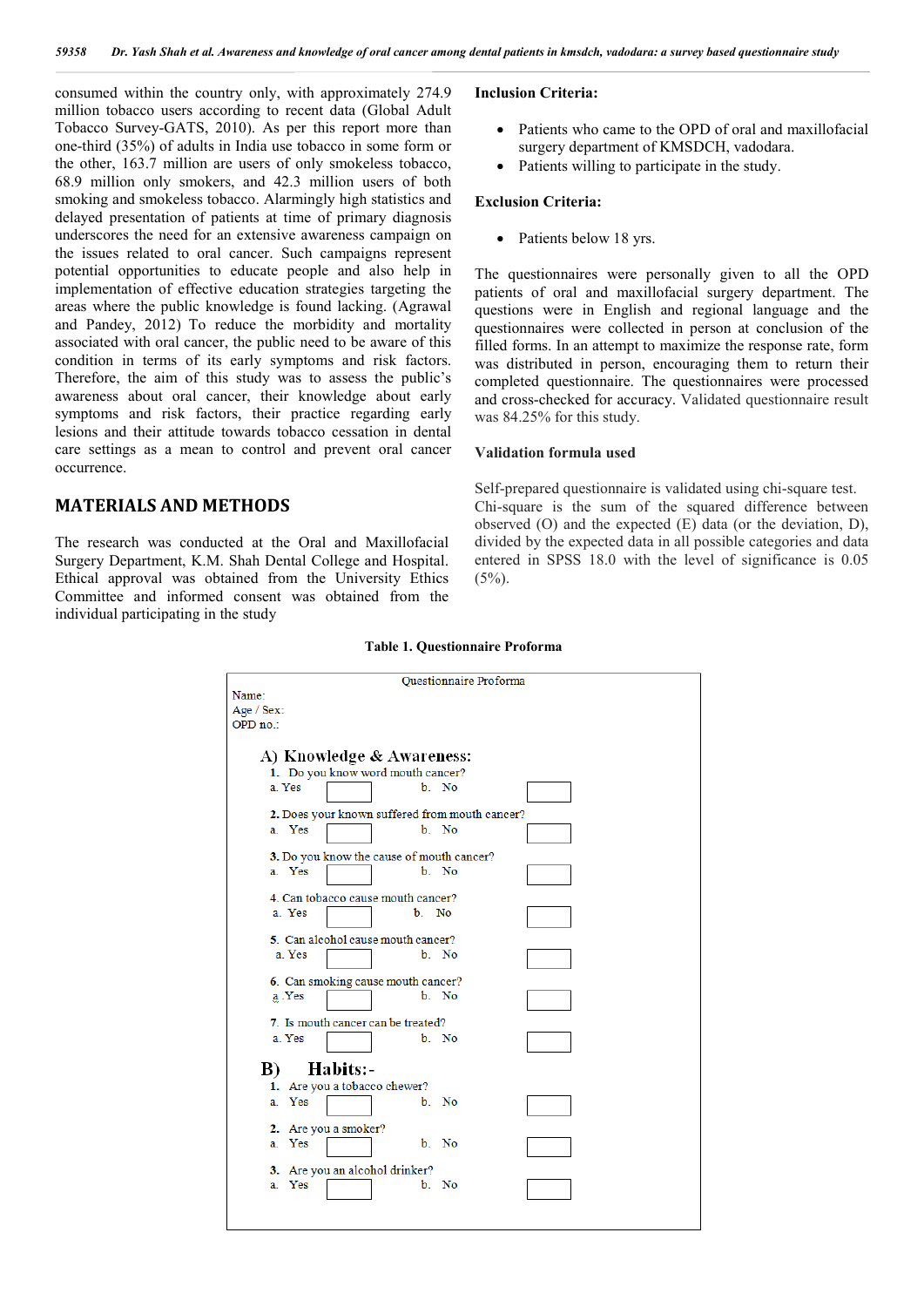consumed within the country only, with approximately 274.9 million tobacco users according to recent data (Global Adult Tobacco Survey-GATS, 2010). As per this report more than one-third (35%) of adults in India use tobacco in some form or the other, 163.7 million are users of only smokeless tobacco, 68.9 million only smokers, and 42.3 million users of both smoking and smokeless tobacco. Alarmingly high statistics and delayed presentation of patients at time of primary diagnosis underscores the need for an extensive awareness campaign on the issues related to oral cancer. Such campaigns represent potential opportunities to educate people and also help in implementation of effective education strategies targeting the areas where the public knowledge is found lacking. (Agrawal and Pandey, 2012) To reduce the morbidity and mortality associated with oral cancer, the public need to be aware of this condition in terms of its early symptoms and risk factors. Therefore, the aim of this study was to assess the public's awareness about oral cancer, their knowledge about early symptoms and risk factors, their practice regarding early lesions and their attitude towards tobacco cessation in dental care settings as a mean to control and prevent oral cancer occurrence.

## MATERIALS AND METHODS

The research was conducted at the Oral and Maxillofacial Surgery Department, K.M. Shah Dental College and Hospital. Ethical approval was obtained from the University Ethics Committee and informed consent was obtained from the individual participating in the study

**Inclusion Criteria:**

- Patients who came to the OPD of oral and maxillofacial surgery department of KMSDCH, vadodara.
- Patients willing to participate in the study.

**Exclusion Criteria:**

- Patients below 18 yrs.

The questionnaires were personally given to all the OPD patients of oral and maxillofacial surgery department. The questions were in English and regional language and the questionnaires were collected in person at conclusion of the filled forms. In an attempt to maximize the response rate, form was distributed in person, encouraging them to return their completed questionnaire. The questionnaires were processed and cross-checked for accuracy. Validated questionnaire result was 84.25% for this study.

**Validation formula used**

Self-prepared questionnaire is validated using chi-square test. Chi-square is the sum of the squared difference between observed (O) and the expected (E) data (or the deviation, D), divided by the expected data in all possible categories and data entered in SPSS 18.0 with the level of significance is 0.05 (5%).

**Table 1. Questionnaire Proforma**

Questionnaire Proforma

Name:
Age / Sex:
OPD no.:

**A) Knowledge & Awareness:**

1. Do you know word mouth cancer?
   a. Yes ☐ b. No ☐
2. Does your known suffered from mouth cancer?
   a. Yes ☐ b. No ☐
3. Do you know the cause of mouth cancer?
   a. Yes ☐ b. No ☐
4. Can tobacco cause mouth cancer?
   a. Yes ☐ b. No ☐
5. Can alcohol cause mouth cancer?
   a. Yes ☐ b. No ☐
6. Can smoking cause mouth cancer?
   a. Yes ☐ b. No ☐
7. Is mouth cancer can be treated?
   a. Yes ☐ b. No ☐

**B) Habits:-**

1. Are you a tobacco chewer?
   a. Yes ☐ b. No ☐
2. Are you a smoker?
   a. Yes ☐ b. No ☐
3. Are you an alcohol drinker?
   a. Yes ☐ b. No ☐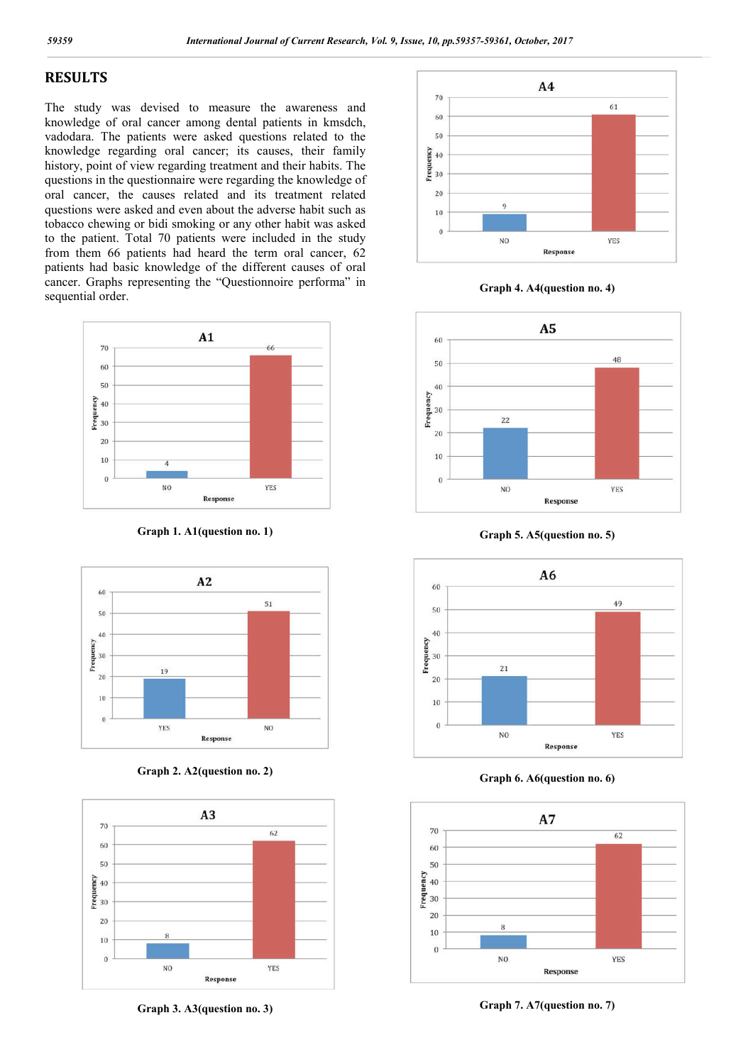## RESULTS

The study was devised to measure the awareness and knowledge of oral cancer among dental patients in kmsdch, vadodara. The patients were asked questions related to the knowledge regarding oral cancer; its causes, their family history, point of view regarding treatment and their habits. The questions in the questionnaire were regarding the knowledge of oral cancer, the causes related and its treatment related questions were asked and even about the adverse habit such as tobacco chewing or bidi smoking or any other habit was asked to the patient. Total 70 patients were included in the study from them 66 patients had heard the term oral cancer, 62 patients had basic knowledge of the different causes of oral cancer. Graphs representing the "Questionnoire performa" in sequential order.

Graph 1. A1(question no. 1)

Graph 2. A2(question no. 2)

Graph 3. A3(question no. 3)

Graph 4. A4(question no. 4)

Graph 5. A5(question no. 5)

Graph 6. A6(question no. 6)

Graph 7. A7(question no. 7)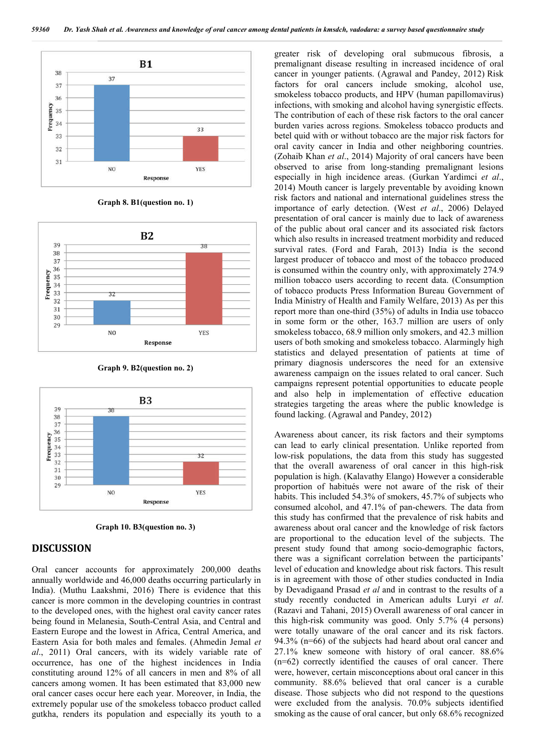Graph 8. B1(question no. 1)

Graph 9. B2(question no. 2)

Graph 10. B3(question no. 3)

## DISCUSSION

Oral cancer accounts for approximately 200,000 deaths annually worldwide and 46,000 deaths occurring particularly in India). (Muthu Laakshmi, 2016) There is evidence that this cancer is more common in the developing countries in contrast to the developed ones, with the highest oral cavity cancer rates being found in Melanesia, South-Central Asia, and Central and Eastern Europe and the lowest in Africa, Central America, and Eastern Asia for both males and females. (Ahmedin Jemal *et al*., 2011) Oral cancers, with its widely variable rate of occurrence, has one of the highest incidences in India constituting around 12% of all cancers in men and 8% of all cancers among women. It has been estimated that 83,000 new oral cancer cases occur here each year. Moreover, in India, the extremely popular use of the smokeless tobacco product called gutkha, renders its population and especially its youth to a greater risk of developing oral submucous fibrosis, a premalignant disease resulting in increased incidence of oral cancer in younger patients. (Agrawal and Pandey, 2012) Risk factors for oral cancers include smoking, alcohol use, smokeless tobacco products, and HPV (human papillomavirus) infections, with smoking and alcohol having synergistic effects. The contribution of each of these risk factors to the oral cancer burden varies across regions. Smokeless tobacco products and betel quid with or without tobacco are the major risk factors for oral cavity cancer in India and other neighboring countries. (Zohaib Khan *et al*., 2014) Majority of oral cancers have been observed to arise from long-standing premalignant lesions especially in high incidence areas. (Gurkan Yardimci *et al*., 2014) Mouth cancer is largely preventable by avoiding known risk factors and national and international guidelines stress the importance of early detection. (West *et al*., 2006) Delayed presentation of oral cancer is mainly due to lack of awareness of the public about oral cancer and its associated risk factors which also results in increased treatment morbidity and reduced survival rates. (Ford and Farah, 2013) India is the second largest producer of tobacco and most of the tobacco produced is consumed within the country only, with approximately 274.9 million tobacco users according to recent data. (Consumption of tobacco products Press Information Bureau Government of India Ministry of Health and Family Welfare, 2013) As per this report more than one-third (35%) of adults in India use tobacco in some form or the other, 163.7 million are users of only smokeless tobacco, 68.9 million only smokers, and 42.3 million users of both smoking and smokeless tobacco. Alarmingly high statistics and delayed presentation of patients at time of primary diagnosis underscores the need for an extensive awareness campaign on the issues related to oral cancer. Such campaigns represent potential opportunities to educate people and also help in implementation of effective education strategies targeting the areas where the public knowledge is found lacking. (Agrawal and Pandey, 2012)

Awareness about cancer, its risk factors and their symptoms can lead to early clinical presentation. Unlike reported from low-risk populations, the data from this study has suggested that the overall awareness of oral cancer in this high-risk population is high. (Kalavathy Elango) However a considerable proportion of habitués were not aware of the risk of their habits. This included 54.3% of smokers, 45.7% of subjects who consumed alcohol, and 47.1% of pan-chewers. The data from this study has confirmed that the prevalence of risk habits and awareness about oral cancer and the knowledge of risk factors are proportional to the education level of the subjects. The present study found that among socio-demographic factors, there was a significant correlation between the participants' level of education and knowledge about risk factors. This result is in agreement with those of other studies conducted in India by Devadigaand Prasad *et al* and in contrast to the results of a study recently conducted in American adults Luryi *et al*. (Razavi and Tahani, 2015) Overall awareness of oral cancer in this high-risk community was good. Only 5.7% (4 persons) were totally unaware of the oral cancer and its risk factors. 94.3% (n=66) of the subjects had heard about oral cancer and 27.1% knew someone with history of oral cancer. 88.6% (n=62) correctly identified the causes of oral cancer. There were, however, certain misconceptions about oral cancer in this community. 88.6% believed that oral cancer is a curable disease. Those subjects who did not respond to the questions were excluded from the analysis. 70.0% subjects identified smoking as the cause of oral cancer, but only 68.6% recognized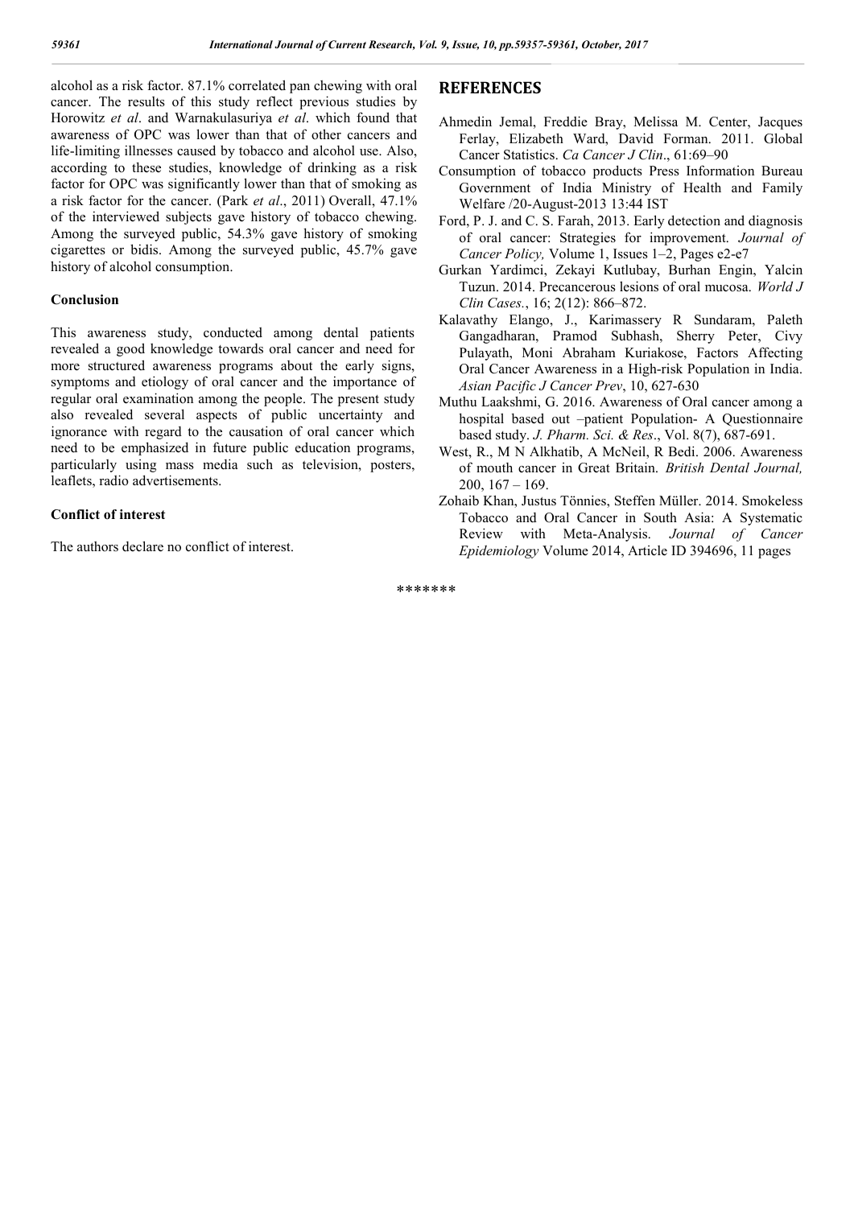alcohol as a risk factor. 87.1% correlated pan chewing with oral cancer. The results of this study reflect previous studies by Horowitz *et al*. and Warnakulasuriya *et al*. which found that awareness of OPC was lower than that of other cancers and life-limiting illnesses caused by tobacco and alcohol use. Also, according to these studies, knowledge of drinking as a risk factor for OPC was significantly lower than that of smoking as a risk factor for the cancer. (Park *et al*., 2011) Overall, 47.1% of the interviewed subjects gave history of tobacco chewing. Among the surveyed public, 54.3% gave history of smoking cigarettes or bidis. Among the surveyed public, 45.7% gave history of alcohol consumption.

### Conclusion

This awareness study, conducted among dental patients revealed a good knowledge towards oral cancer and need for more structured awareness programs about the early signs, symptoms and etiology of oral cancer and the importance of regular oral examination among the people. The present study also revealed several aspects of public uncertainty and ignorance with regard to the causation of oral cancer which need to be emphasized in future public education programs, particularly using mass media such as television, posters, leaflets, radio advertisements.

### Conflict of interest

The authors declare no conflict of interest.

## REFERENCES

Ahmedin Jemal, Freddie Bray, Melissa M. Center, Jacques Ferlay, Elizabeth Ward, David Forman. 2011. Global Cancer Statistics. *Ca Cancer J Clin*., 61:69–90

Consumption of tobacco products Press Information Bureau Government of India Ministry of Health and Family Welfare /20-August-2013 13:44 IST

Ford, P. J. and C. S. Farah, 2013. Early detection and diagnosis of oral cancer: Strategies for improvement. *Journal of Cancer Policy,* Volume 1, Issues 1–2, Pages e2-e7

Gurkan Yardimci, Zekayi Kutlubay, Burhan Engin, Yalcin Tuzun. 2014. Precancerous lesions of oral mucosa. *World J Clin Cases.*, 16; 2(12): 866–872.

Kalavathy Elango, J., Karimassery R Sundaram, Paleth Gangadharan, Pramod Subhash, Sherry Peter, Civy Pulayath, Moni Abraham Kuriakose, Factors Affecting Oral Cancer Awareness in a High-risk Population in India. *Asian Pacific J Cancer Prev*, 10, 627-630

Muthu Laakshmi, G. 2016. Awareness of Oral cancer among a hospital based out –patient Population- A Questionnaire based study. *J. Pharm. Sci. & Res*., Vol. 8(7), 687-691.

West, R., M N Alkhatib, A McNeil, R Bedi. 2006. Awareness of mouth cancer in Great Britain. *British Dental Journal,* 200, 167 – 169.

Zohaib Khan, Justus Tönnies, Steffen Müller. 2014. Smokeless Tobacco and Oral Cancer in South Asia: A Systematic Review with Meta-Analysis. *Journal of Cancer Epidemiology* Volume 2014, Article ID 394696, 11 pages

*******